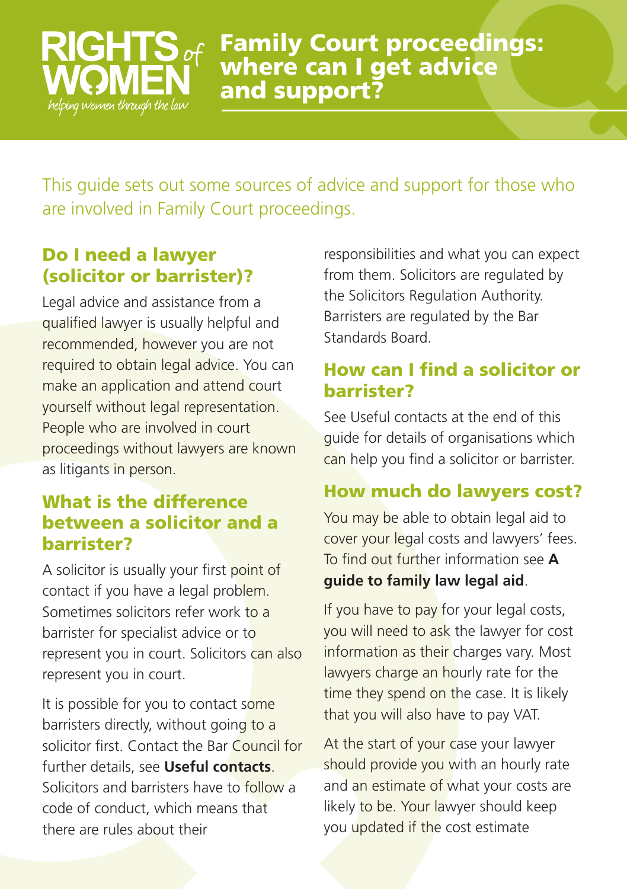RIGHTS of WOMEN

*helping women through the law*

# Family Court proceedings: where can I get advice and support?

This guide sets out some sources of advice and support for those who are involved in Family Court proceedings.

## Do I need a lawyer (solicitor or barrister)?

Legal advice and assistance from a qualified lawyer is usually helpful and recommended, however you are not required to obtain legal advice. You can make an application and attend court yourself without legal representation. People who are involved in court proceedings without lawyers are known as litigants in person.

## What is the difference between a solicitor and a barrister?

A solicitor is usually your first point of contact if you have a legal problem. Sometimes solicitors refer work to a barrister for specialist advice or to represent you in court. Solicitors can also represent you in court.

It is possible for you to contact some barristers directly, without going to a solicitor first. Contact the Bar Council for further details, see **Useful contacts**. Solicitors and barristers have to follow a code of conduct, which means that there are rules about their responsibilities and what you can expect from them. Solicitors are regulated by the Solicitors Regulation Authority. Barristers are regulated by the Bar Standards Board.

## How can I find a solicitor or barrister?

See Useful contacts at the end of this guide for details of organisations which can help you find a solicitor or barrister.

## How much do lawyers cost?

You may be able to obtain legal aid to cover your legal costs and lawyers' fees. To find out further information see **A guide to family law legal aid**.

If you have to pay for your legal costs, you will need to ask the lawyer for cost information as their charges vary. Most lawyers charge an hourly rate for the time they spend on the case. It is likely that you will also have to pay VAT.

At the start of your case your lawyer should provide you with an hourly rate and an estimate of what your costs are likely to be. Your lawyer should keep you updated if the cost estimate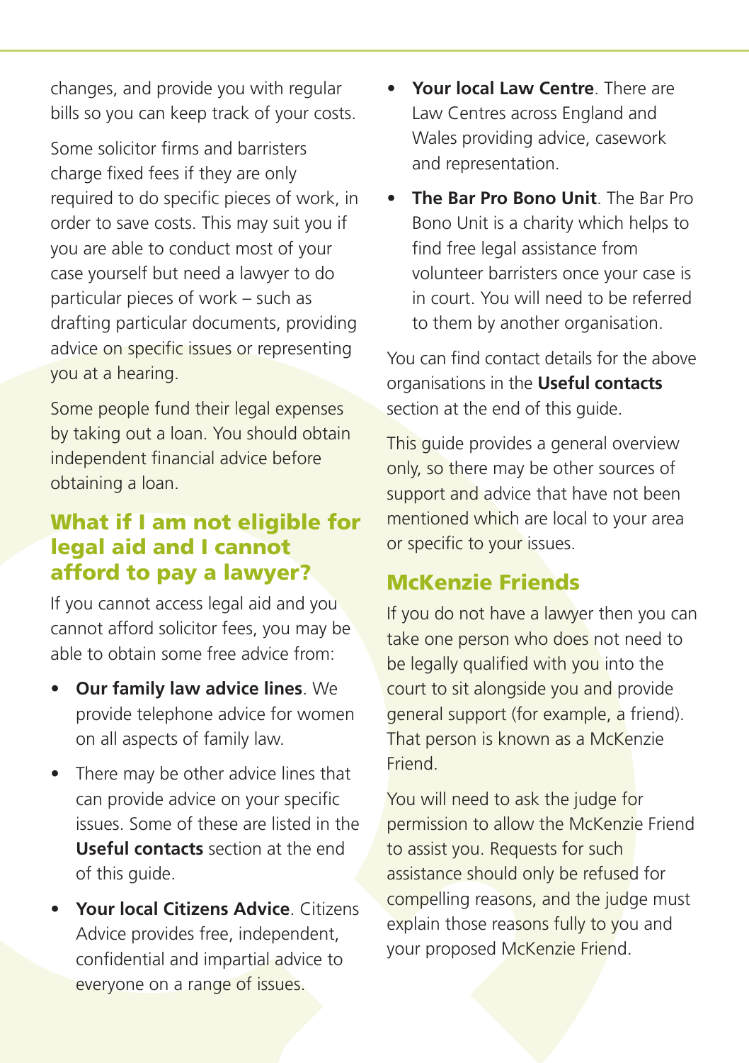changes, and provide you with regular bills so you can keep track of your costs.

Some solicitor firms and barristers charge fixed fees if they are only required to do specific pieces of work, in order to save costs. This may suit you if you are able to conduct most of your case yourself but need a lawyer to do particular pieces of work – such as drafting particular documents, providing advice on specific issues or representing you at a hearing.

Some people fund their legal expenses by taking out a loan. You should obtain independent financial advice before obtaining a loan.

## What if I am not eligible for legal aid and I cannot afford to pay a lawyer?

If you cannot access legal aid and you cannot afford solicitor fees, you may be able to obtain some free advice from:

- **Our family law advice lines**. We provide telephone advice for women on all aspects of family law.
- There may be other advice lines that can provide advice on your specific issues. Some of these are listed in the **Useful contacts** section at the end of this guide.
- **Your local Citizens Advice**. Citizens Advice provides free, independent, confidential and impartial advice to everyone on a range of issues.
- **Your local Law Centre**. There are Law Centres across England and Wales providing advice, casework and representation.
- **The Bar Pro Bono Unit**. The Bar Pro Bono Unit is a charity which helps to find free legal assistance from volunteer barristers once your case is in court. You will need to be referred to them by another organisation.

You can find contact details for the above organisations in the **Useful contacts** section at the end of this guide.

This guide provides a general overview only, so there may be other sources of support and advice that have not been mentioned which are local to your area or specific to your issues.

## McKenzie Friends

If you do not have a lawyer then you can take one person who does not need to be legally qualified with you into the court to sit alongside you and provide general support (for example, a friend). That person is known as a McKenzie Friend.

You will need to ask the judge for permission to allow the McKenzie Friend to assist you. Requests for such assistance should only be refused for compelling reasons, and the judge must explain those reasons fully to you and your proposed McKenzie Friend.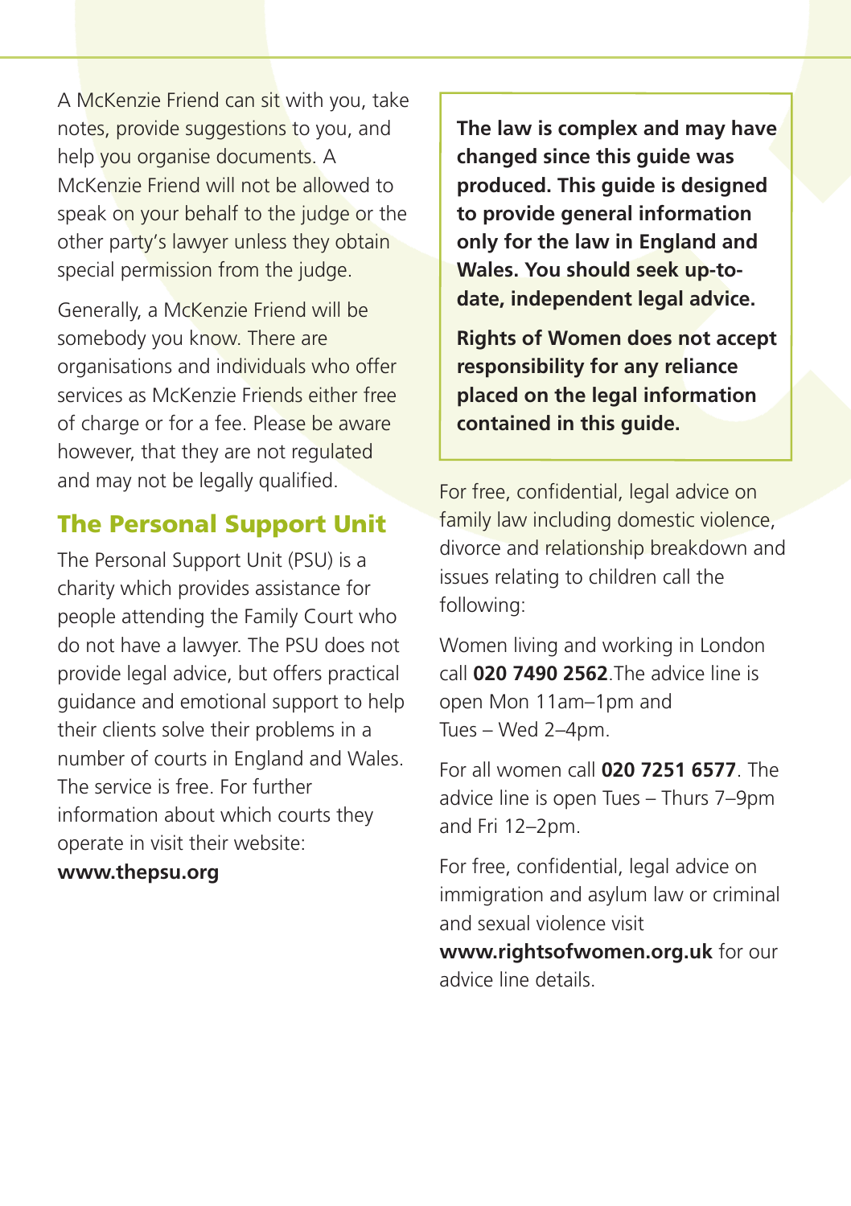A McKenzie Friend can sit with you, take notes, provide suggestions to you, and help you organise documents. A McKenzie Friend will not be allowed to speak on your behalf to the judge or the other party's lawyer unless they obtain special permission from the judge.

Generally, a McKenzie Friend will be somebody you know. There are organisations and individuals who offer services as McKenzie Friends either free of charge or for a fee. Please be aware however, that they are not regulated and may not be legally qualified.

## The Personal Support Unit

The Personal Support Unit (PSU) is a charity which provides assistance for people attending the Family Court who do not have a lawyer. The PSU does not provide legal advice, but offers practical guidance and emotional support to help their clients solve their problems in a number of courts in England and Wales. The service is free. For further information about which courts they operate in visit their website: **www.thepsu.org**

**The law is complex and may have changed since this guide was produced. This guide is designed to provide general information only for the law in England and Wales. You should seek up-to-date, independent legal advice.**

**Rights of Women does not accept responsibility for any reliance placed on the legal information contained in this guide.**

For free, confidential, legal advice on family law including domestic violence, divorce and relationship breakdown and issues relating to children call the following:

Women living and working in London call **020 7490 2562**.The advice line is open Mon 11am–1pm and Tues – Wed 2–4pm.

For all women call **020 7251 6577**. The advice line is open Tues – Thurs 7–9pm and Fri 12–2pm.

For free, confidential, legal advice on immigration and asylum law or criminal and sexual violence visit **www.rightsofwomen.org.uk** for our advice line details.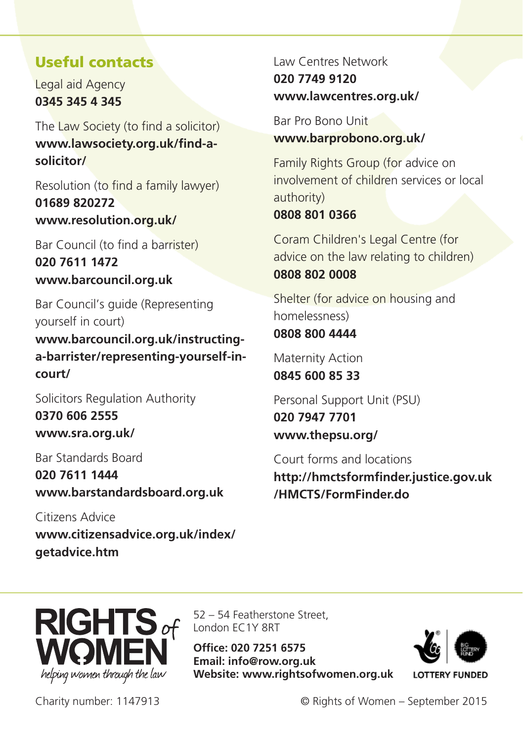## Useful contacts

Legal aid Agency
**0345 345 4 345**

The Law Society (to find a solicitor)
**www.lawsociety.org.uk/find-a-solicitor/**

Resolution (to find a family lawyer)
**01689 820272**
**www.resolution.org.uk/**

Bar Council (to find a barrister)
**020 7611 1472**
**www.barcouncil.org.uk**

Bar Council's guide (Representing yourself in court)
**www.barcouncil.org.uk/instructing-a-barrister/representing-yourself-in-court/**

Solicitors Regulation Authority
**0370 606 2555**
**www.sra.org.uk/**

Bar Standards Board
**020 7611 1444**
**www.barstandardsboard.org.uk**

Citizens Advice
**www.citizensadvice.org.uk/index/getadvice.htm**

Law Centres Network
**020 7749 9120**
**www.lawcentres.org.uk/**

Bar Pro Bono Unit
**www.barprobono.org.uk/**

Family Rights Group (for advice on involvement of children services or local authority)
**0808 801 0366**

Coram Children's Legal Centre (for advice on the law relating to children)
**0808 802 0008**

Shelter (for advice on housing and homelessness)
**0808 800 4444**

Maternity Action
**0845 600 85 33**

Personal Support Unit (PSU)
**020 7947 7701**
**www.thepsu.org/**

Court forms and locations
**http://hmctsformfinder.justice.gov.uk/HMCTS/FormFinder.do**

RIGHTS of WOMEN
helping women through the law

52 – 54 Featherstone Street,
London EC1Y 8RT

**Office: 020 7251 6575**
**Email: info@row.org.uk**
**Website: www.rightsofwomen.org.uk**

LOTTERY FUNDED

Charity number: 1147913

© Rights of Women – September 2015